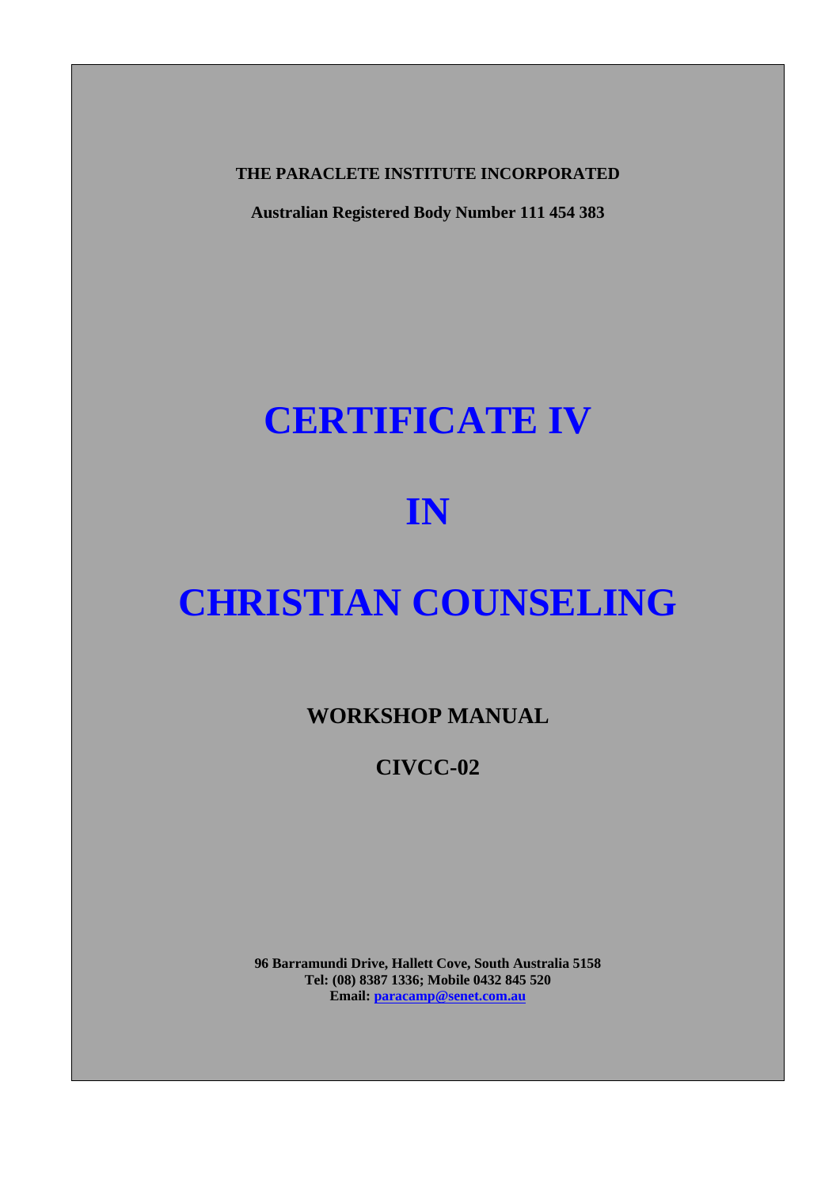**THE PARACLETE INSTITUTE INCORPORATED**

**Australian Registered Body Number 111 454 383**

# CERTIFICATE IV

# IN

# CHRISTIAN COUNSELING

## WORKSHOP MANUAL

## CIVCC-02

**96 Barramundi Drive, Hallett Cove, South Australia 5158**
**Tel: (08) 8387 1336; Mobile 0432 845 520**
**Email: paracamp@senet.com.au**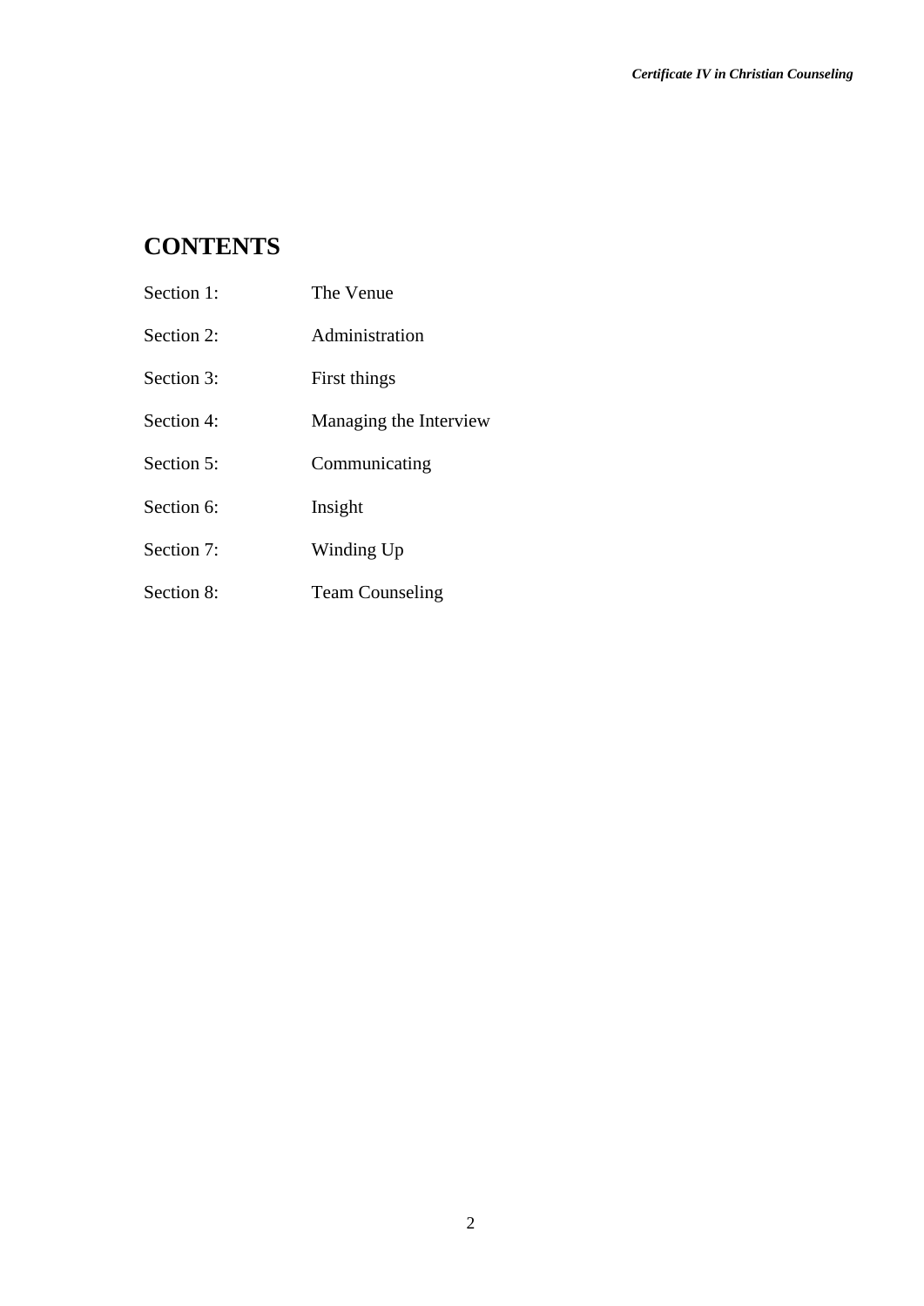# CONTENTS

| | |
|---|---|
| Section 1: | The Venue |
| Section 2: | Administration |
| Section 3: | First things |
| Section 4: | Managing the Interview |
| Section 5: | Communicating |
| Section 6: | Insight |
| Section 7: | Winding Up |
| Section 8: | Team Counseling |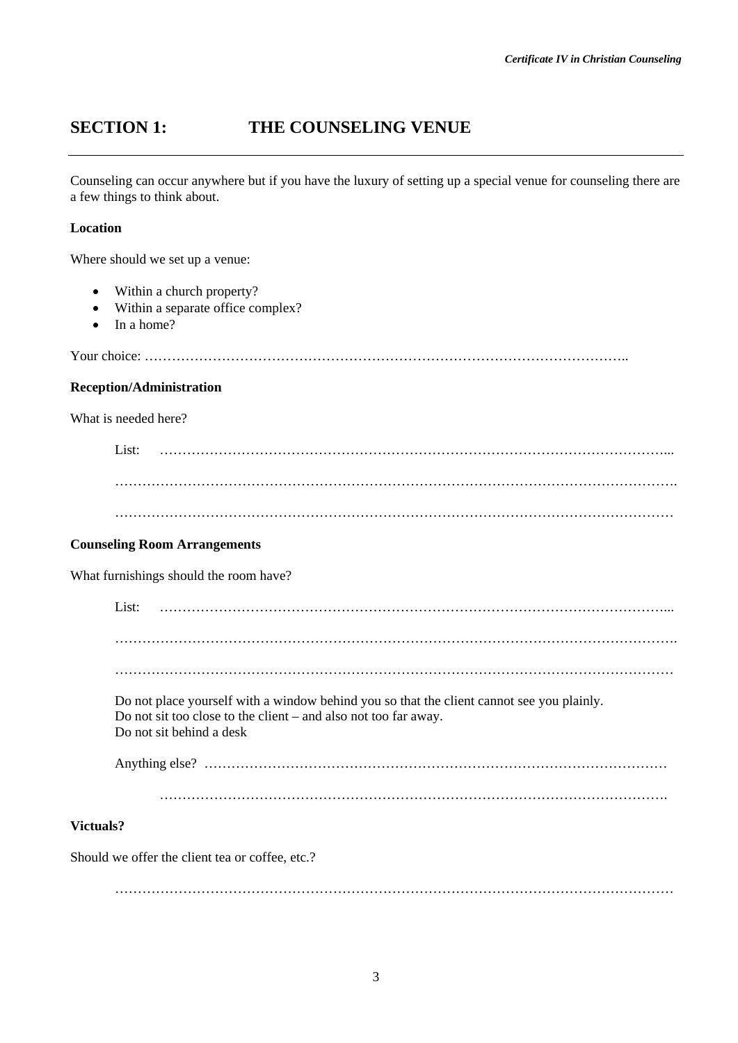## SECTION 1: THE COUNSELING VENUE

---

Counseling can occur anywhere but if you have the luxury of setting up a special venue for counseling there are a few things to think about.

**Location**

Where should we set up a venue:

- Within a church property?
- Within a separate office complex?
- In a home?

Your choice: ………………………………………………………………………………………………..

**Reception/Administration**

What is needed here?

List: …………………………………………………………………………………………………...

…………………………………………………………………………………………………………….

……………………………………………………………………………………………………………

**Counseling Room Arrangements**

What furnishings should the room have?

List: …………………………………………………………………………………………………...

…………………………………………………………………………………………………………….

……………………………………………………………………………………………………………

Do not place yourself with a window behind you so that the client cannot see you plainly.
Do not sit too close to the client – and also not too far away.
Do not sit behind a desk

Anything else? …………………………………………………………………………………………

……………………………………………………………………………………………………….

**Victuals?**

Should we offer the client tea or coffee, etc.?

……………………………………………………………………………………………………………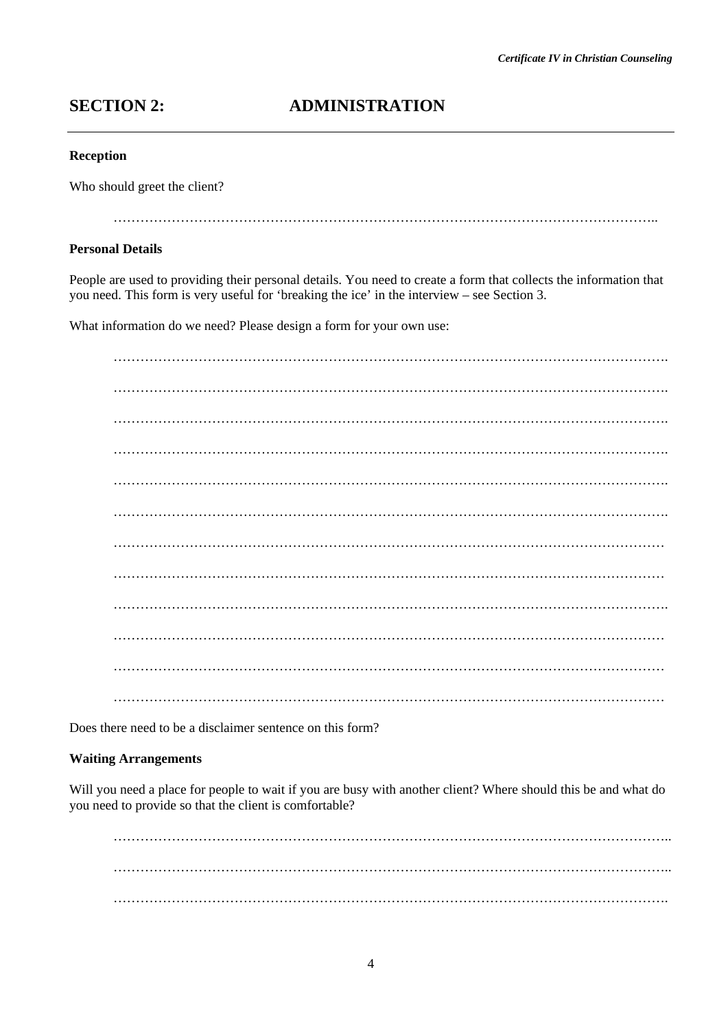## SECTION 2: ADMINISTRATION

---

**Reception**

Who should greet the client?

……………………………………………………………………………………………………..

**Personal Details**

People are used to providing their personal details. You need to create a form that collects the information that you need. This form is very useful for 'breaking the ice' in the interview – see Section 3.

What information do we need? Please design a form for your own use:

…………………………………………………………………………………………………….

…………………………………………………………………………………………………….

…………………………………………………………………………………………………….

…………………………………………………………………………………………………….

…………………………………………………………………………………………………….

……………………………………………………………………………………………………..

……………………………………………………………………………………………………

……………………………………………………………………………………………………

…………………………………………………………………………………………………….

……………………………………………………………………………………………………

……………………………………………………………………………………………………

……………………………………………………………………………………………………

Does there need to be a disclaimer sentence on this form?

**Waiting Arrangements**

Will you need a place for people to wait if you are busy with another client? Where should this be and what do you need to provide so that the client is comfortable?

……………………………………………………………………………………………………..

……………………………………………………………………………………………………..

…………………………………………………………………………………………………….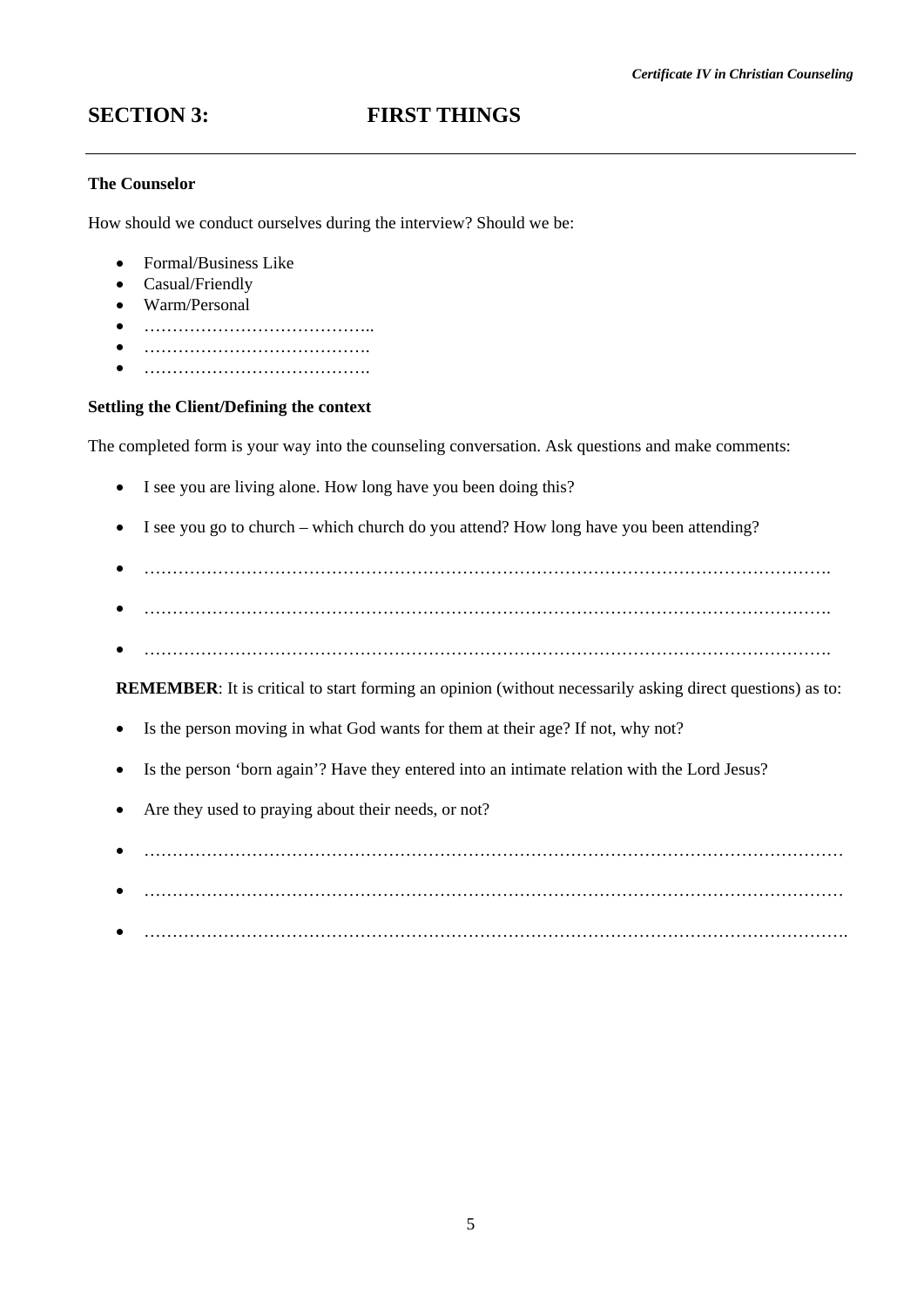## SECTION 3: FIRST THINGS

---

**The Counselor**

How should we conduct ourselves during the interview? Should we be:

- Formal/Business Like
- Casual/Friendly
- Warm/Personal
- …………………………………..
- ………………………………….
- ………………………………….

**Settling the Client/Defining the context**

The completed form is your way into the counseling conversation. Ask questions and make comments:

- I see you are living alone. How long have you been doing this?
- I see you go to church – which church do you attend? How long have you been attending?
- ……………………………………………………………………………………………………….
- ……………………………………………………………………………………………………….
- ……………………………………………………………………………………………………….

**REMEMBER**: It is critical to start forming an opinion (without necessarily asking direct questions) as to:

- Is the person moving in what God wants for them at their age? If not, why not?
- Is the person 'born again'? Have they entered into an intimate relation with the Lord Jesus?
- Are they used to praying about their needs, or not?
- …………………………………………………………………………………………………………
- …………………………………………………………………………………………………………
- ………………………………………………………………………………………………………….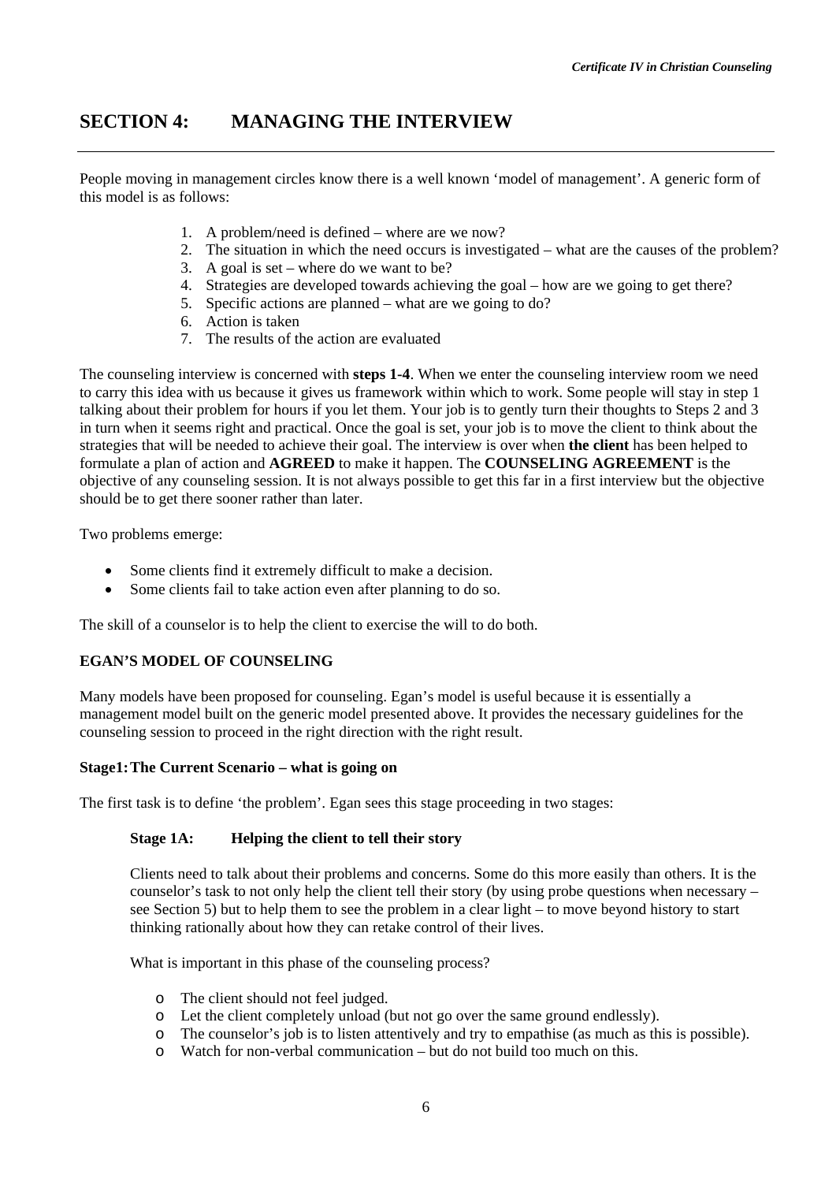## SECTION 4: MANAGING THE INTERVIEW

People moving in management circles know there is a well known 'model of management'. A generic form of this model is as follows:

1. A problem/need is defined – where are we now?
2. The situation in which the need occurs is investigated – what are the causes of the problem?
3. A goal is set – where do we want to be?
4. Strategies are developed towards achieving the goal – how are we going to get there?
5. Specific actions are planned – what are we going to do?
6. Action is taken
7. The results of the action are evaluated

The counseling interview is concerned with **steps 1-4**. When we enter the counseling interview room we need to carry this idea with us because it gives us framework within which to work. Some people will stay in step 1 talking about their problem for hours if you let them. Your job is to gently turn their thoughts to Steps 2 and 3 in turn when it seems right and practical. Once the goal is set, your job is to move the client to think about the strategies that will be needed to achieve their goal. The interview is over when **the client** has been helped to formulate a plan of action and **AGREED** to make it happen. The **COUNSELING AGREEMENT** is the objective of any counseling session. It is not always possible to get this far in a first interview but the objective should be to get there sooner rather than later.

Two problems emerge:

- Some clients find it extremely difficult to make a decision.
- Some clients fail to take action even after planning to do so.

The skill of a counselor is to help the client to exercise the will to do both.

### EGAN'S MODEL OF COUNSELING

Many models have been proposed for counseling. Egan's model is useful because it is essentially a management model built on the generic model presented above. It provides the necessary guidelines for the counseling session to proceed in the right direction with the right result.

#### Stage1: The Current Scenario – what is going on

The first task is to define 'the problem'. Egan sees this stage proceeding in two stages:

#### Stage 1A: Helping the client to tell their story

Clients need to talk about their problems and concerns. Some do this more easily than others. It is the counselor's task to not only help the client tell their story (by using probe questions when necessary – see Section 5) but to help them to see the problem in a clear light – to move beyond history to start thinking rationally about how they can retake control of their lives.

What is important in this phase of the counseling process?

- The client should not feel judged.
- Let the client completely unload (but not go over the same ground endlessly).
- The counselor's job is to listen attentively and try to empathise (as much as this is possible).
- Watch for non-verbal communication – but do not build too much on this.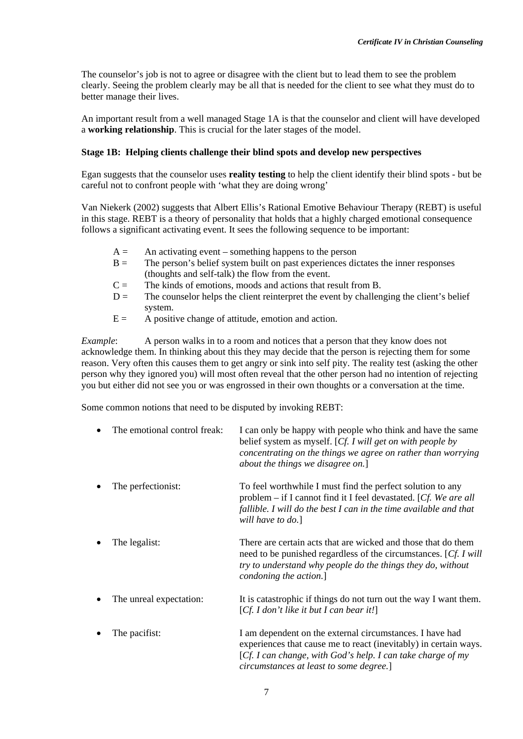The counselor's job is not to agree or disagree with the client but to lead them to see the problem clearly. Seeing the problem clearly may be all that is needed for the client to see what they must do to better manage their lives.

An important result from a well managed Stage 1A is that the counselor and client will have developed a **working relationship**. This is crucial for the later stages of the model.

**Stage 1B: Helping clients challenge their blind spots and develop new perspectives**

Egan suggests that the counselor uses **reality testing** to help the client identify their blind spots - but be careful not to confront people with 'what they are doing wrong'

Van Niekerk (2002) suggests that Albert Ellis's Rational Emotive Behaviour Therapy (REBT) is useful in this stage. REBT is a theory of personality that holds that a highly charged emotional consequence follows a significant activating event. It sees the following sequence to be important:

- A = An activating event – something happens to the person
- B = The person's belief system built on past experiences dictates the inner responses (thoughts and self-talk) the flow from the event.
- C = The kinds of emotions, moods and actions that result from B.
- D = The counselor helps the client reinterpret the event by challenging the client's belief system.
- E = A positive change of attitude, emotion and action.

*Example*: A person walks in to a room and notices that a person that they know does not acknowledge them. In thinking about this they may decide that the person is rejecting them for some reason. Very often this causes them to get angry or sink into self pity. The reality test (asking the other person why they ignored you) will most often reveal that the other person had no intention of rejecting you but either did not see you or was engrossed in their own thoughts or a conversation at the time.

Some common notions that need to be disputed by invoking REBT:

- The emotional control freak: I can only be happy with people who think and have the same belief system as myself. [*Cf. I will get on with people by concentrating on the things we agree on rather than worrying about the things we disagree on.*]
- The perfectionist: To feel worthwhile I must find the perfect solution to any problem – if I cannot find it I feel devastated. [*Cf. We are all fallible. I will do the best I can in the time available and that will have to do.*]
- The legalist: There are certain acts that are wicked and those that do them need to be punished regardless of the circumstances. [*Cf. I will try to understand why people do the things they do, without condoning the action.*]
- The unreal expectation: It is catastrophic if things do not turn out the way I want them. [*Cf. I don't like it but I can bear it!*]
- The pacifist: I am dependent on the external circumstances. I have had experiences that cause me to react (inevitably) in certain ways. [*Cf. I can change, with God's help. I can take charge of my circumstances at least to some degree.*]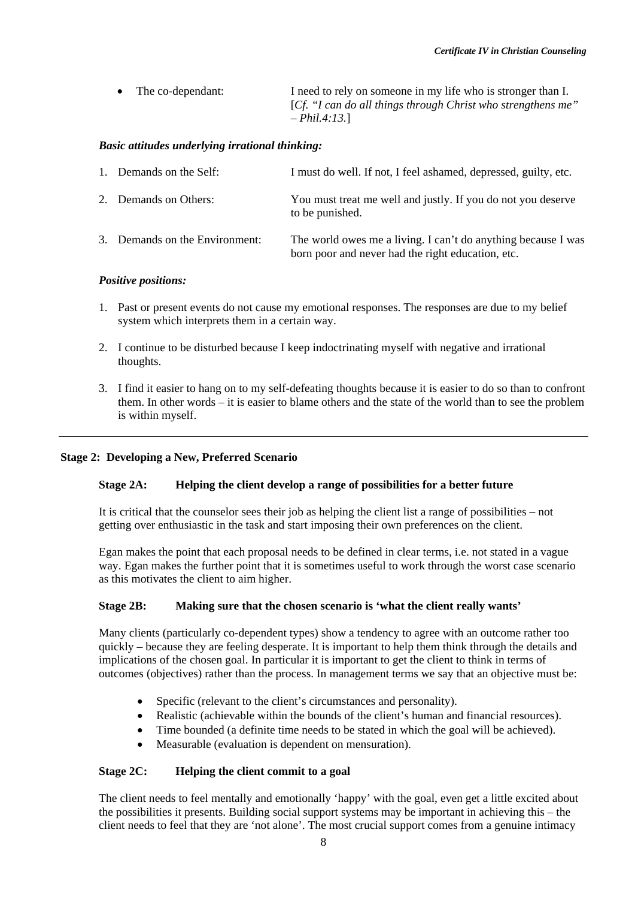- The co-dependant: I need to rely on someone in my life who is stronger than I. [*Cf. "I can do all things through Christ who strengthens me" – Phil.4:13.*]

***Basic attitudes underlying irrational thinking:***

1. Demands on the Self: I must do well. If not, I feel ashamed, depressed, guilty, etc.
2. Demands on Others: You must treat me well and justly. If you do not you deserve to be punished.
3. Demands on the Environment: The world owes me a living. I can't do anything because I was born poor and never had the right education, etc.

***Positive positions:***

1. Past or present events do not cause my emotional responses. The responses are due to my belief system which interprets them in a certain way.
2. I continue to be disturbed because I keep indoctrinating myself with negative and irrational thoughts.
3. I find it easier to hang on to my self-defeating thoughts because it is easier to do so than to confront them. In other words – it is easier to blame others and the state of the world than to see the problem is within myself.

---

**Stage 2: Developing a New, Preferred Scenario**

**Stage 2A: Helping the client develop a range of possibilities for a better future**

It is critical that the counselor sees their job as helping the client list a range of possibilities – not getting over enthusiastic in the task and start imposing their own preferences on the client.

Egan makes the point that each proposal needs to be defined in clear terms, i.e. not stated in a vague way. Egan makes the further point that it is sometimes useful to work through the worst case scenario as this motivates the client to aim higher.

**Stage 2B: Making sure that the chosen scenario is 'what the client really wants'**

Many clients (particularly co-dependent types) show a tendency to agree with an outcome rather too quickly – because they are feeling desperate. It is important to help them think through the details and implications of the chosen goal. In particular it is important to get the client to think in terms of outcomes (objectives) rather than the process. In management terms we say that an objective must be:

- Specific (relevant to the client's circumstances and personality).
- Realistic (achievable within the bounds of the client's human and financial resources).
- Time bounded (a definite time needs to be stated in which the goal will be achieved).
- Measurable (evaluation is dependent on mensuration).

**Stage 2C: Helping the client commit to a goal**

The client needs to feel mentally and emotionally 'happy' with the goal, even get a little excited about the possibilities it presents. Building social support systems may be important in achieving this – the client needs to feel that they are 'not alone'. The most crucial support comes from a genuine intimacy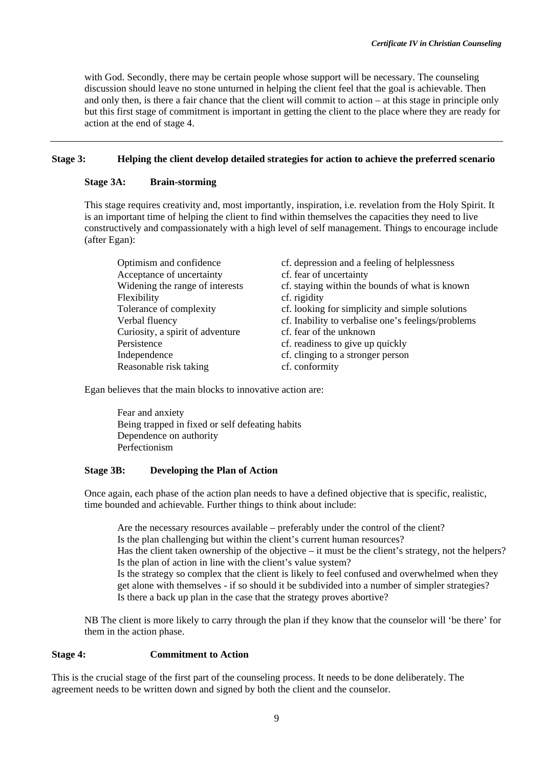with God. Secondly, there may be certain people whose support will be necessary. The counseling discussion should leave no stone unturned in helping the client feel that the goal is achievable. Then and only then, is there a fair chance that the client will commit to action – at this stage in principle only but this first stage of commitment is important in getting the client to the place where they are ready for action at the end of stage 4.

---

## Stage 3: Helping the client develop detailed strategies for action to achieve the preferred scenario

### Stage 3A: Brain-storming

This stage requires creativity and, most importantly, inspiration, i.e. revelation from the Holy Spirit. It is an important time of helping the client to find within themselves the capacities they need to live constructively and compassionately with a high level of self management. Things to encourage include (after Egan):

| | |
|---|---|
| Optimism and confidence | cf. depression and a feeling of helplessness |
| Acceptance of uncertainty | cf. fear of uncertainty |
| Widening the range of interests | cf. staying within the bounds of what is known |
| Flexibility | cf. rigidity |
| Tolerance of complexity | cf. looking for simplicity and simple solutions |
| Verbal fluency | cf. Inability to verbalise one's feelings/problems |
| Curiosity, a spirit of adventure | cf. fear of the unknown |
| Persistence | cf. readiness to give up quickly |
| Independence | cf. clinging to a stronger person |
| Reasonable risk taking | cf. conformity |

Egan believes that the main blocks to innovative action are:

Fear and anxiety  
Being trapped in fixed or self defeating habits  
Dependence on authority  
Perfectionism

### Stage 3B: Developing the Plan of Action

Once again, each phase of the action plan needs to have a defined objective that is specific, realistic, time bounded and achievable. Further things to think about include:

Are the necessary resources available – preferably under the control of the client?  
Is the plan challenging but within the client's current human resources?  
Has the client taken ownership of the objective – it must be the client's strategy, not the helpers?  
Is the plan of action in line with the client's value system?  
Is the strategy so complex that the client is likely to feel confused and overwhelmed when they get alone with themselves - if so should it be subdivided into a number of simpler strategies?  
Is there a back up plan in the case that the strategy proves abortive?

NB The client is more likely to carry through the plan if they know that the counselor will 'be there' for them in the action phase.

## Stage 4: Commitment to Action

This is the crucial stage of the first part of the counseling process. It needs to be done deliberately. The agreement needs to be written down and signed by both the client and the counselor.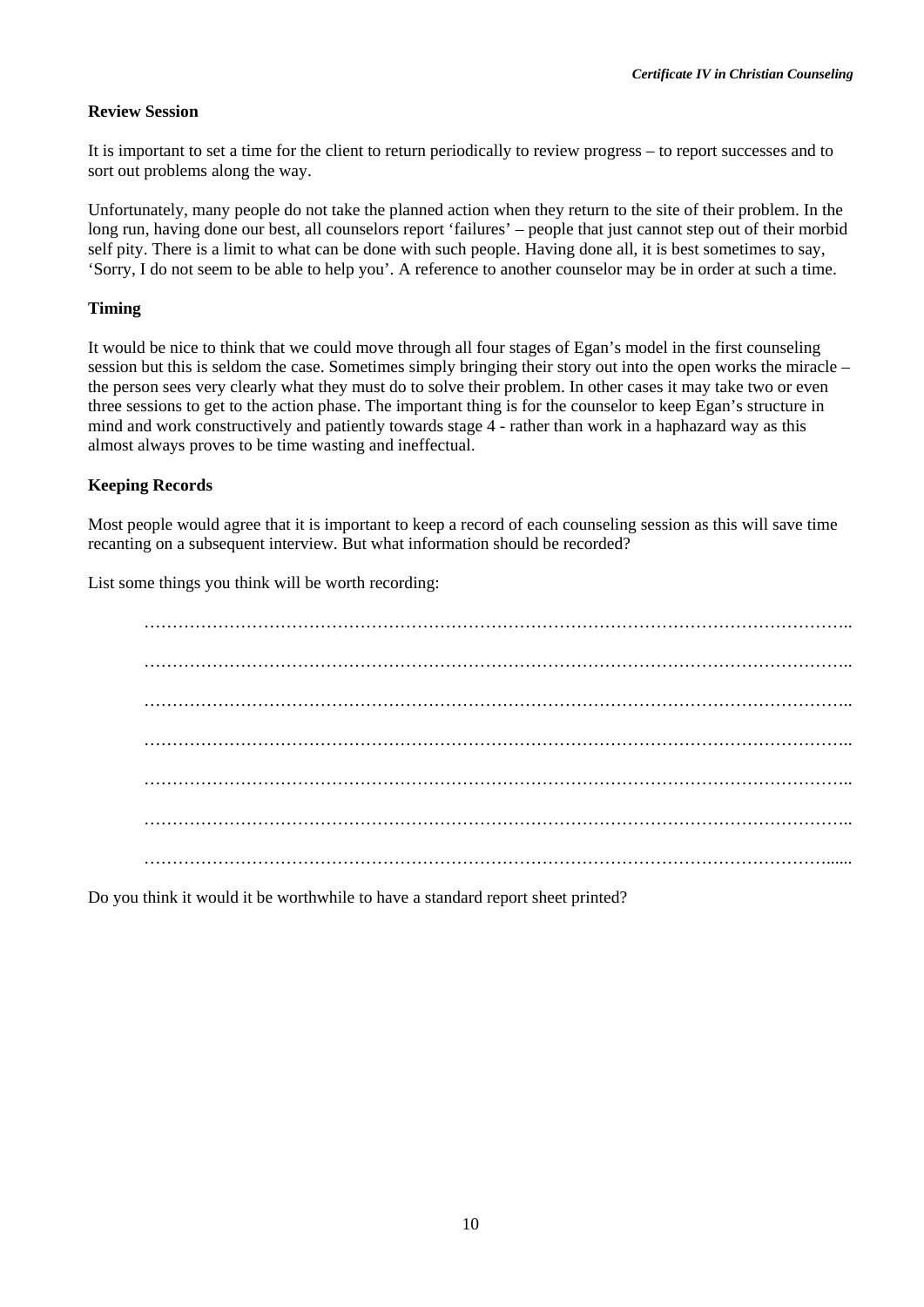**Review Session**

It is important to set a time for the client to return periodically to review progress – to report successes and to sort out problems along the way.

Unfortunately, many people do not take the planned action when they return to the site of their problem. In the long run, having done our best, all counselors report 'failures' – people that just cannot step out of their morbid self pity. There is a limit to what can be done with such people. Having done all, it is best sometimes to say, 'Sorry, I do not seem to be able to help you'. A reference to another counselor may be in order at such a time.

**Timing**

It would be nice to think that we could move through all four stages of Egan's model in the first counseling session but this is seldom the case. Sometimes simply bringing their story out into the open works the miracle – the person sees very clearly what they must do to solve their problem. In other cases it may take two or even three sessions to get to the action phase. The important thing is for the counselor to keep Egan's structure in mind and work constructively and patiently towards stage 4 - rather than work in a haphazard way as this almost always proves to be time wasting and ineffectual.

**Keeping Records**

Most people would agree that it is important to keep a record of each counseling session as this will save time recanting on a subsequent interview. But what information should be recorded?

List some things you think will be worth recording:

……………………………………………………………………………………………………………..

……………………………………………………………………………………………………………..

……………………………………………………………………………………………………………..

……………………………………………………………………………………………………………..

……………………………………………………………………………………………………………..

……………………………………………………………………………………………………………..

…………………………………………………………………………………………………………......

Do you think it would it be worthwhile to have a standard report sheet printed?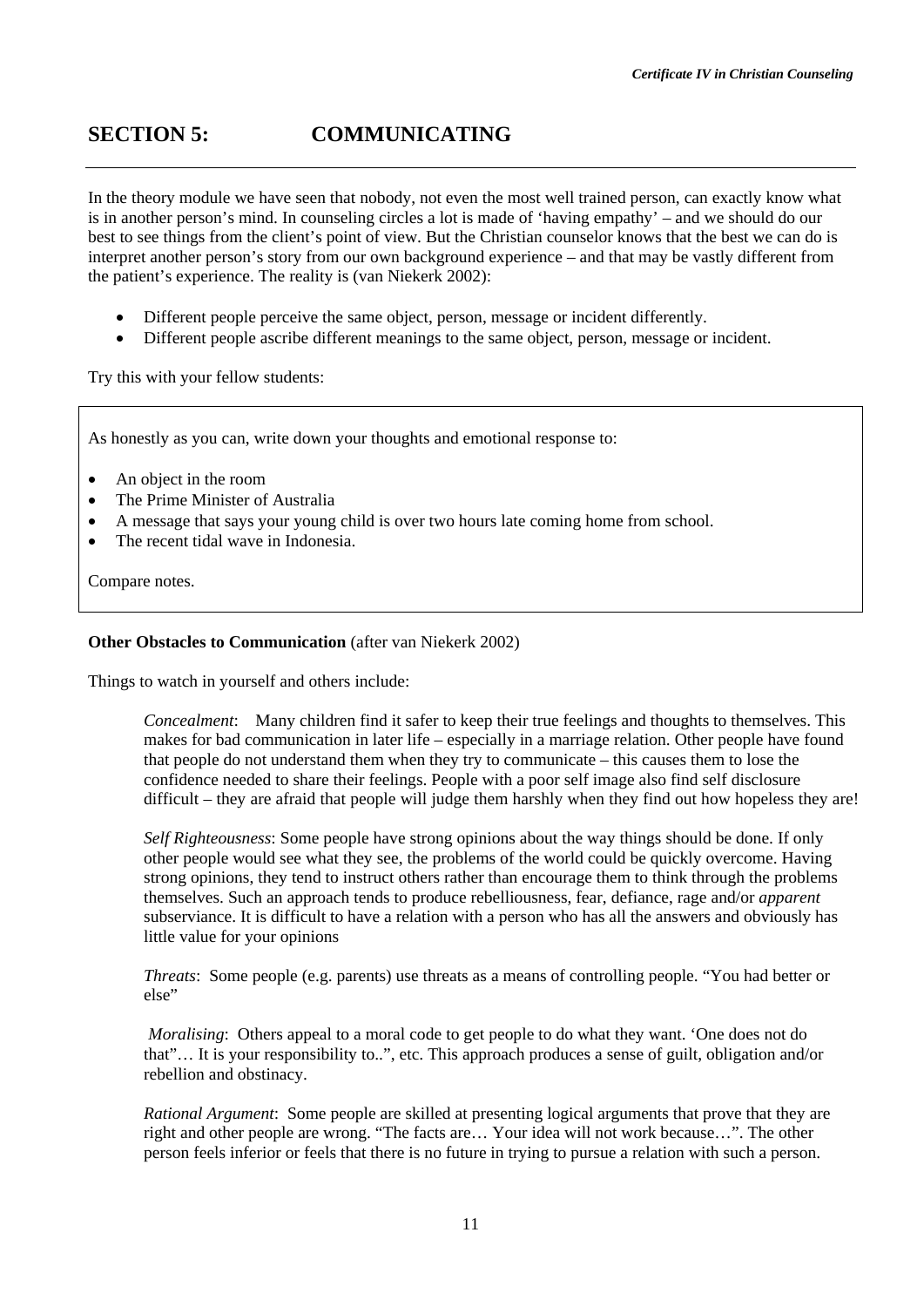## SECTION 5: COMMUNICATING

In the theory module we have seen that nobody, not even the most well trained person, can exactly know what is in another person's mind. In counseling circles a lot is made of 'having empathy' – and we should do our best to see things from the client's point of view. But the Christian counselor knows that the best we can do is interpret another person's story from our own background experience – and that may be vastly different from the patient's experience. The reality is (van Niekerk 2002):

- Different people perceive the same object, person, message or incident differently.
- Different people ascribe different meanings to the same object, person, message or incident.

Try this with your fellow students:

> As honestly as you can, write down your thoughts and emotional response to:
>
> - An object in the room
> - The Prime Minister of Australia
> - A message that says your young child is over two hours late coming home from school.
> - The recent tidal wave in Indonesia.
>
> Compare notes.

**Other Obstacles to Communication** (after van Niekerk 2002)

Things to watch in yourself and others include:

*Concealment*: Many children find it safer to keep their true feelings and thoughts to themselves. This makes for bad communication in later life – especially in a marriage relation. Other people have found that people do not understand them when they try to communicate – this causes them to lose the confidence needed to share their feelings. People with a poor self image also find self disclosure difficult – they are afraid that people will judge them harshly when they find out how hopeless they are!

*Self Righteousness*: Some people have strong opinions about the way things should be done. If only other people would see what they see, the problems of the world could be quickly overcome. Having strong opinions, they tend to instruct others rather than encourage them to think through the problems themselves. Such an approach tends to produce rebelliousness, fear, defiance, rage and/or *apparent* subserviance. It is difficult to have a relation with a person who has all the answers and obviously has little value for your opinions

*Threats*: Some people (e.g. parents) use threats as a means of controlling people. "You had better or else"

*Moralising*: Others appeal to a moral code to get people to do what they want. 'One does not do that"… It is your responsibility to..", etc. This approach produces a sense of guilt, obligation and/or rebellion and obstinacy.

*Rational Argument*: Some people are skilled at presenting logical arguments that prove that they are right and other people are wrong. "The facts are… Your idea will not work because…". The other person feels inferior or feels that there is no future in trying to pursue a relation with such a person.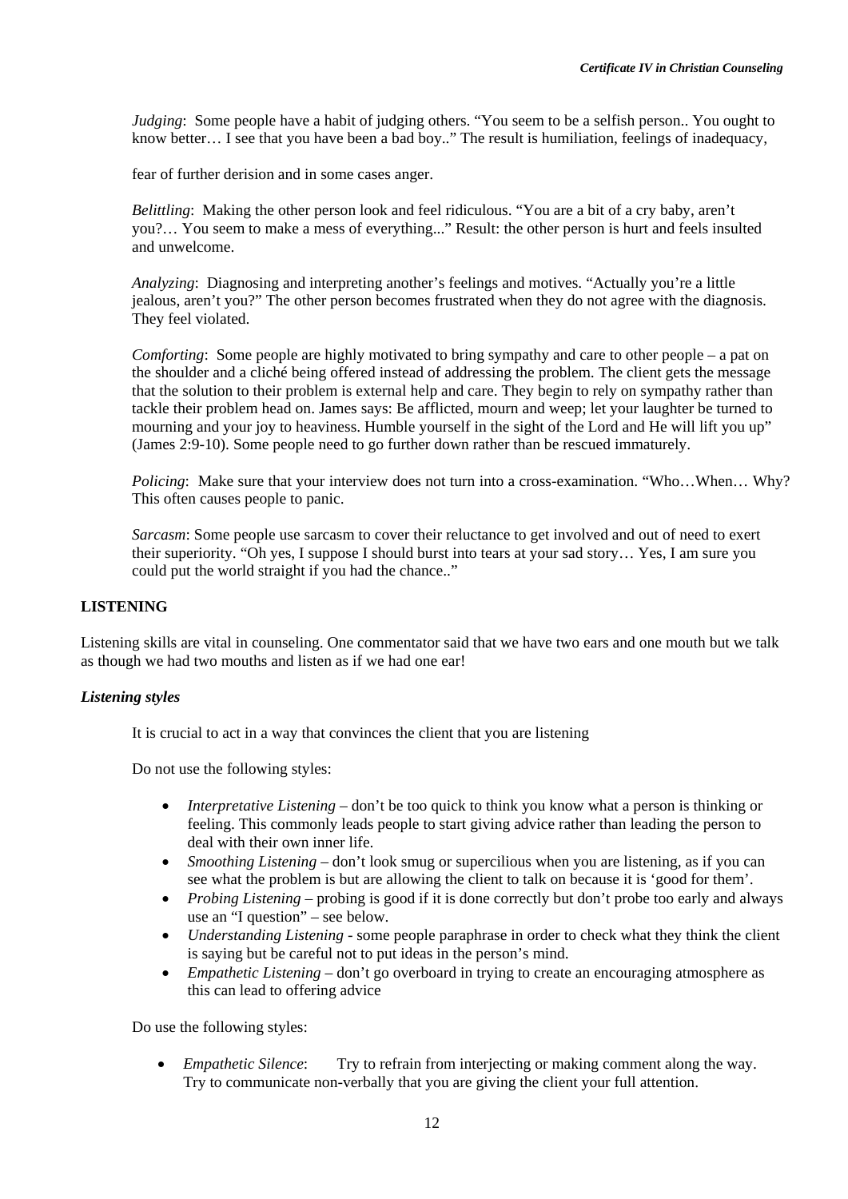*Judging*: Some people have a habit of judging others. "You seem to be a selfish person.. You ought to know better… I see that you have been a bad boy.." The result is humiliation, feelings of inadequacy,

fear of further derision and in some cases anger.

*Belittling*: Making the other person look and feel ridiculous. "You are a bit of a cry baby, aren't you?… You seem to make a mess of everything..." Result: the other person is hurt and feels insulted and unwelcome.

*Analyzing*: Diagnosing and interpreting another's feelings and motives. "Actually you're a little jealous, aren't you?" The other person becomes frustrated when they do not agree with the diagnosis. They feel violated.

*Comforting*: Some people are highly motivated to bring sympathy and care to other people – a pat on the shoulder and a cliché being offered instead of addressing the problem. The client gets the message that the solution to their problem is external help and care. They begin to rely on sympathy rather than tackle their problem head on. James says: Be afflicted, mourn and weep; let your laughter be turned to mourning and your joy to heaviness. Humble yourself in the sight of the Lord and He will lift you up" (James 2:9-10). Some people need to go further down rather than be rescued immaturely.

*Policing*: Make sure that your interview does not turn into a cross-examination. "Who…When… Why? This often causes people to panic.

*Sarcasm*: Some people use sarcasm to cover their reluctance to get involved and out of need to exert their superiority. "Oh yes, I suppose I should burst into tears at your sad story… Yes, I am sure you could put the world straight if you had the chance.."

## LISTENING

Listening skills are vital in counseling. One commentator said that we have two ears and one mouth but we talk as though we had two mouths and listen as if we had one ear!

### *Listening styles*

It is crucial to act in a way that convinces the client that you are listening

Do not use the following styles:

- *Interpretative Listening* – don't be too quick to think you know what a person is thinking or feeling. This commonly leads people to start giving advice rather than leading the person to deal with their own inner life.
- *Smoothing Listening* – don't look smug or supercilious when you are listening, as if you can see what the problem is but are allowing the client to talk on because it is 'good for them'.
- *Probing Listening* – probing is good if it is done correctly but don't probe too early and always use an "I question" – see below.
- *Understanding Listening* - some people paraphrase in order to check what they think the client is saying but be careful not to put ideas in the person's mind.
- *Empathetic Listening* – don't go overboard in trying to create an encouraging atmosphere as this can lead to offering advice

Do use the following styles:

- *Empathetic Silence*: Try to refrain from interjecting or making comment along the way. Try to communicate non-verbally that you are giving the client your full attention.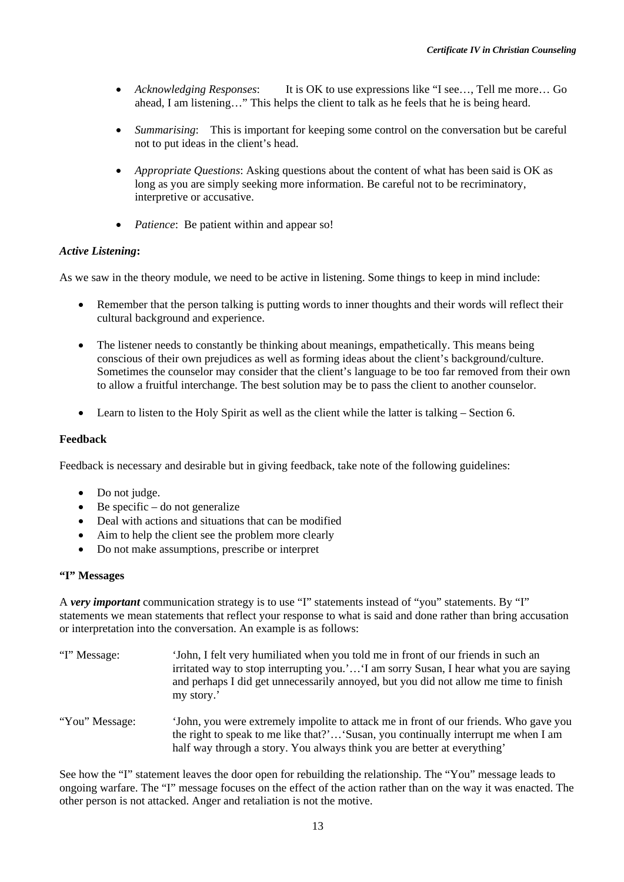- *Acknowledging Responses*: It is OK to use expressions like "I see…, Tell me more… Go ahead, I am listening…" This helps the client to talk as he feels that he is being heard.

- *Summarising*: This is important for keeping some control on the conversation but be careful not to put ideas in the client's head.

- *Appropriate Questions*: Asking questions about the content of what has been said is OK as long as you are simply seeking more information. Be careful not to be recriminatory, interpretive or accusative.

- *Patience*: Be patient within and appear so!

***Active Listening*:**

As we saw in the theory module, we need to be active in listening. Some things to keep in mind include:

- Remember that the person talking is putting words to inner thoughts and their words will reflect their cultural background and experience.

- The listener needs to constantly be thinking about meanings, empathetically. This means being conscious of their own prejudices as well as forming ideas about the client's background/culture. Sometimes the counselor may consider that the client's language to be too far removed from their own to allow a fruitful interchange. The best solution may be to pass the client to another counselor.

- Learn to listen to the Holy Spirit as well as the client while the latter is talking – Section 6.

**Feedback**

Feedback is necessary and desirable but in giving feedback, take note of the following guidelines:

- Do not judge.
- Be specific – do not generalize
- Deal with actions and situations that can be modified
- Aim to help the client see the problem more clearly
- Do not make assumptions, prescribe or interpret

**"I" Messages**

A ***very important*** communication strategy is to use "I" statements instead of "you" statements. By "I" statements we mean statements that reflect your response to what is said and done rather than bring accusation or interpretation into the conversation. An example is as follows:

"I" Message: 'John, I felt very humiliated when you told me in front of our friends in such an irritated way to stop interrupting you.'…'I am sorry Susan, I hear what you are saying and perhaps I did get unnecessarily annoyed, but you did not allow me time to finish my story.'

"You" Message: 'John, you were extremely impolite to attack me in front of our friends. Who gave you the right to speak to me like that?'…'Susan, you continually interrupt me when I am half way through a story. You always think you are better at everything'

See how the "I" statement leaves the door open for rebuilding the relationship. The "You" message leads to ongoing warfare. The "I" message focuses on the effect of the action rather than on the way it was enacted. The other person is not attacked. Anger and retaliation is not the motive.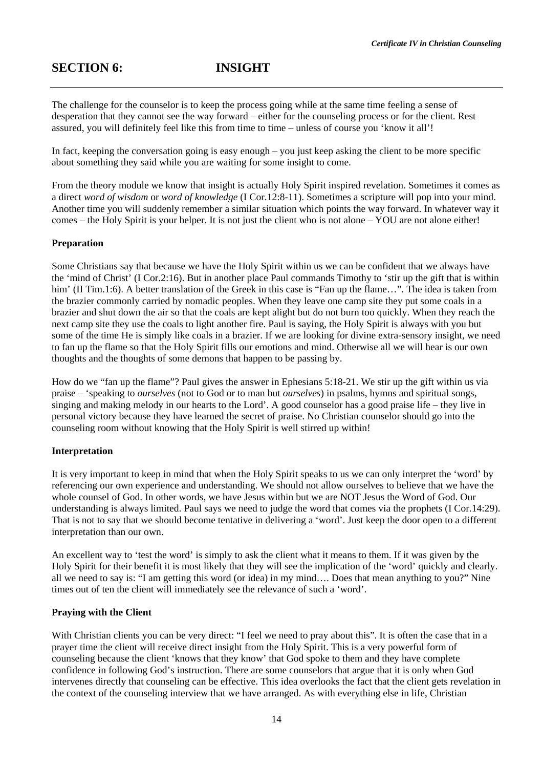## SECTION 6: INSIGHT

The challenge for the counselor is to keep the process going while at the same time feeling a sense of desperation that they cannot see the way forward – either for the counseling process or for the client. Rest assured, you will definitely feel like this from time to time – unless of course you 'know it all'!

In fact, keeping the conversation going is easy enough – you just keep asking the client to be more specific about something they said while you are waiting for some insight to come.

From the theory module we know that insight is actually Holy Spirit inspired revelation. Sometimes it comes as a direct *word of wisdom* or *word of knowledge* (I Cor.12:8-11). Sometimes a scripture will pop into your mind. Another time you will suddenly remember a similar situation which points the way forward. In whatever way it comes – the Holy Spirit is your helper. It is not just the client who is not alone – YOU are not alone either!

**Preparation**

Some Christians say that because we have the Holy Spirit within us we can be confident that we always have the 'mind of Christ' (I Cor.2:16). But in another place Paul commands Timothy to 'stir up the gift that is within him' (II Tim.1:6). A better translation of the Greek in this case is "Fan up the flame…". The idea is taken from the brazier commonly carried by nomadic peoples. When they leave one camp site they put some coals in a brazier and shut down the air so that the coals are kept alight but do not burn too quickly. When they reach the next camp site they use the coals to light another fire. Paul is saying, the Holy Spirit is always with you but some of the time He is simply like coals in a brazier. If we are looking for divine extra-sensory insight, we need to fan up the flame so that the Holy Spirit fills our emotions and mind. Otherwise all we will hear is our own thoughts and the thoughts of some demons that happen to be passing by.

How do we "fan up the flame"? Paul gives the answer in Ephesians 5:18-21. We stir up the gift within us via praise – 'speaking to *ourselves* (not to God or to man but *ourselves*) in psalms, hymns and spiritual songs, singing and making melody in our hearts to the Lord'. A good counselor has a good praise life – they live in personal victory because they have learned the secret of praise. No Christian counselor should go into the counseling room without knowing that the Holy Spirit is well stirred up within!

**Interpretation**

It is very important to keep in mind that when the Holy Spirit speaks to us we can only interpret the 'word' by referencing our own experience and understanding. We should not allow ourselves to believe that we have the whole counsel of God. In other words, we have Jesus within but we are NOT Jesus the Word of God. Our understanding is always limited. Paul says we need to judge the word that comes via the prophets (I Cor.14:29). That is not to say that we should become tentative in delivering a 'word'. Just keep the door open to a different interpretation than our own.

An excellent way to 'test the word' is simply to ask the client what it means to them. If it was given by the Holy Spirit for their benefit it is most likely that they will see the implication of the 'word' quickly and clearly. all we need to say is: "I am getting this word (or idea) in my mind…. Does that mean anything to you?" Nine times out of ten the client will immediately see the relevance of such a 'word'.

**Praying with the Client**

With Christian clients you can be very direct: "I feel we need to pray about this". It is often the case that in a prayer time the client will receive direct insight from the Holy Spirit. This is a very powerful form of counseling because the client 'knows that they know' that God spoke to them and they have complete confidence in following God's instruction. There are some counselors that argue that it is only when God intervenes directly that counseling can be effective. This idea overlooks the fact that the client gets revelation in the context of the counseling interview that we have arranged. As with everything else in life, Christian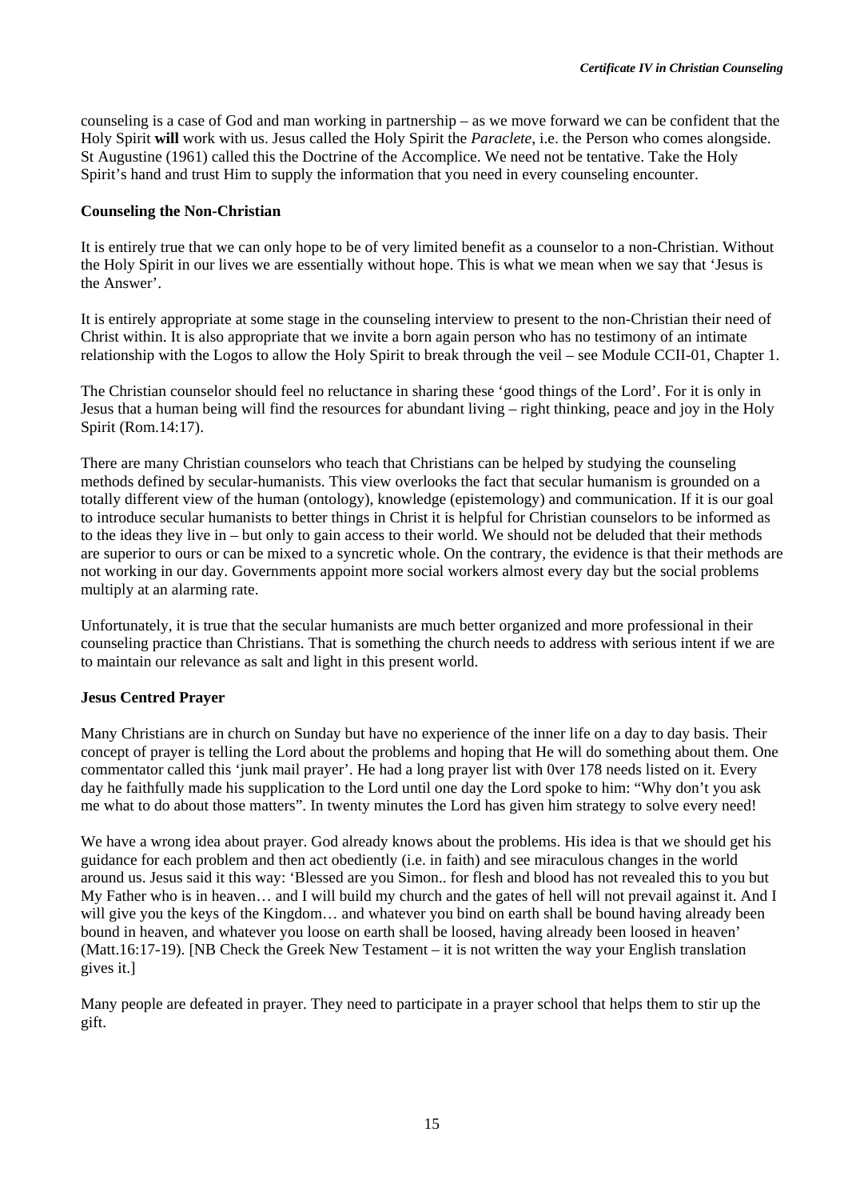counseling is a case of God and man working in partnership – as we move forward we can be confident that the Holy Spirit **will** work with us. Jesus called the Holy Spirit the *Paraclete*, i.e. the Person who comes alongside. St Augustine (1961) called this the Doctrine of the Accomplice. We need not be tentative. Take the Holy Spirit's hand and trust Him to supply the information that you need in every counseling encounter.

**Counseling the Non-Christian**

It is entirely true that we can only hope to be of very limited benefit as a counselor to a non-Christian. Without the Holy Spirit in our lives we are essentially without hope. This is what we mean when we say that 'Jesus is the Answer'.

It is entirely appropriate at some stage in the counseling interview to present to the non-Christian their need of Christ within. It is also appropriate that we invite a born again person who has no testimony of an intimate relationship with the Logos to allow the Holy Spirit to break through the veil – see Module CCII-01, Chapter 1.

The Christian counselor should feel no reluctance in sharing these 'good things of the Lord'. For it is only in Jesus that a human being will find the resources for abundant living – right thinking, peace and joy in the Holy Spirit (Rom.14:17).

There are many Christian counselors who teach that Christians can be helped by studying the counseling methods defined by secular-humanists. This view overlooks the fact that secular humanism is grounded on a totally different view of the human (ontology), knowledge (epistemology) and communication. If it is our goal to introduce secular humanists to better things in Christ it is helpful for Christian counselors to be informed as to the ideas they live in – but only to gain access to their world. We should not be deluded that their methods are superior to ours or can be mixed to a syncretic whole. On the contrary, the evidence is that their methods are not working in our day. Governments appoint more social workers almost every day but the social problems multiply at an alarming rate.

Unfortunately, it is true that the secular humanists are much better organized and more professional in their counseling practice than Christians. That is something the church needs to address with serious intent if we are to maintain our relevance as salt and light in this present world.

**Jesus Centred Prayer**

Many Christians are in church on Sunday but have no experience of the inner life on a day to day basis. Their concept of prayer is telling the Lord about the problems and hoping that He will do something about them. One commentator called this 'junk mail prayer'. He had a long prayer list with 0ver 178 needs listed on it. Every day he faithfully made his supplication to the Lord until one day the Lord spoke to him: "Why don't you ask me what to do about those matters". In twenty minutes the Lord has given him strategy to solve every need!

We have a wrong idea about prayer. God already knows about the problems. His idea is that we should get his guidance for each problem and then act obediently (i.e. in faith) and see miraculous changes in the world around us. Jesus said it this way: 'Blessed are you Simon.. for flesh and blood has not revealed this to you but My Father who is in heaven… and I will build my church and the gates of hell will not prevail against it. And I will give you the keys of the Kingdom… and whatever you bind on earth shall be bound having already been bound in heaven, and whatever you loose on earth shall be loosed, having already been loosed in heaven' (Matt.16:17-19). [NB Check the Greek New Testament – it is not written the way your English translation gives it.]

Many people are defeated in prayer. They need to participate in a prayer school that helps them to stir up the gift.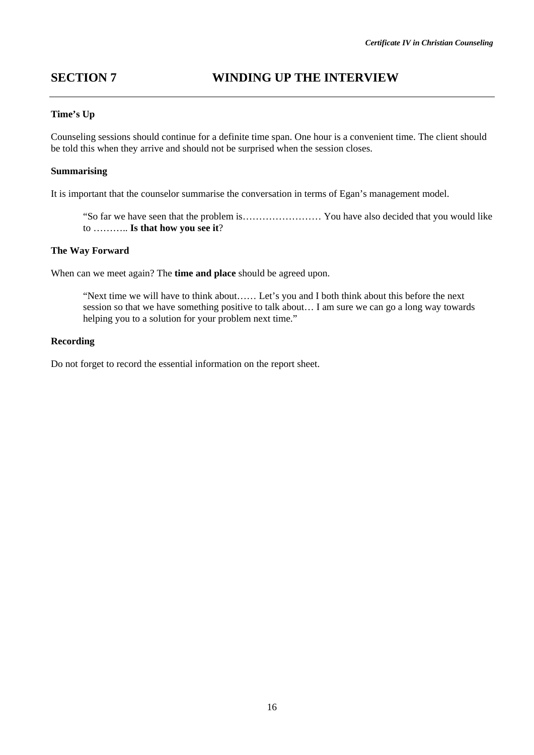# SECTION 7 WINDING UP THE INTERVIEW

**Time's Up**

Counseling sessions should continue for a definite time span. One hour is a convenient time. The client should be told this when they arrive and should not be surprised when the session closes.

**Summarising**

It is important that the counselor summarise the conversation in terms of Egan's management model.

> "So far we have seen that the problem is…………………… You have also decided that you would like to ……….. **Is that how you see it**?

**The Way Forward**

When can we meet again? The **time and place** should be agreed upon.

> "Next time we will have to think about…… Let's you and I both think about this before the next session so that we have something positive to talk about… I am sure we can go a long way towards helping you to a solution for your problem next time."

**Recording**

Do not forget to record the essential information on the report sheet.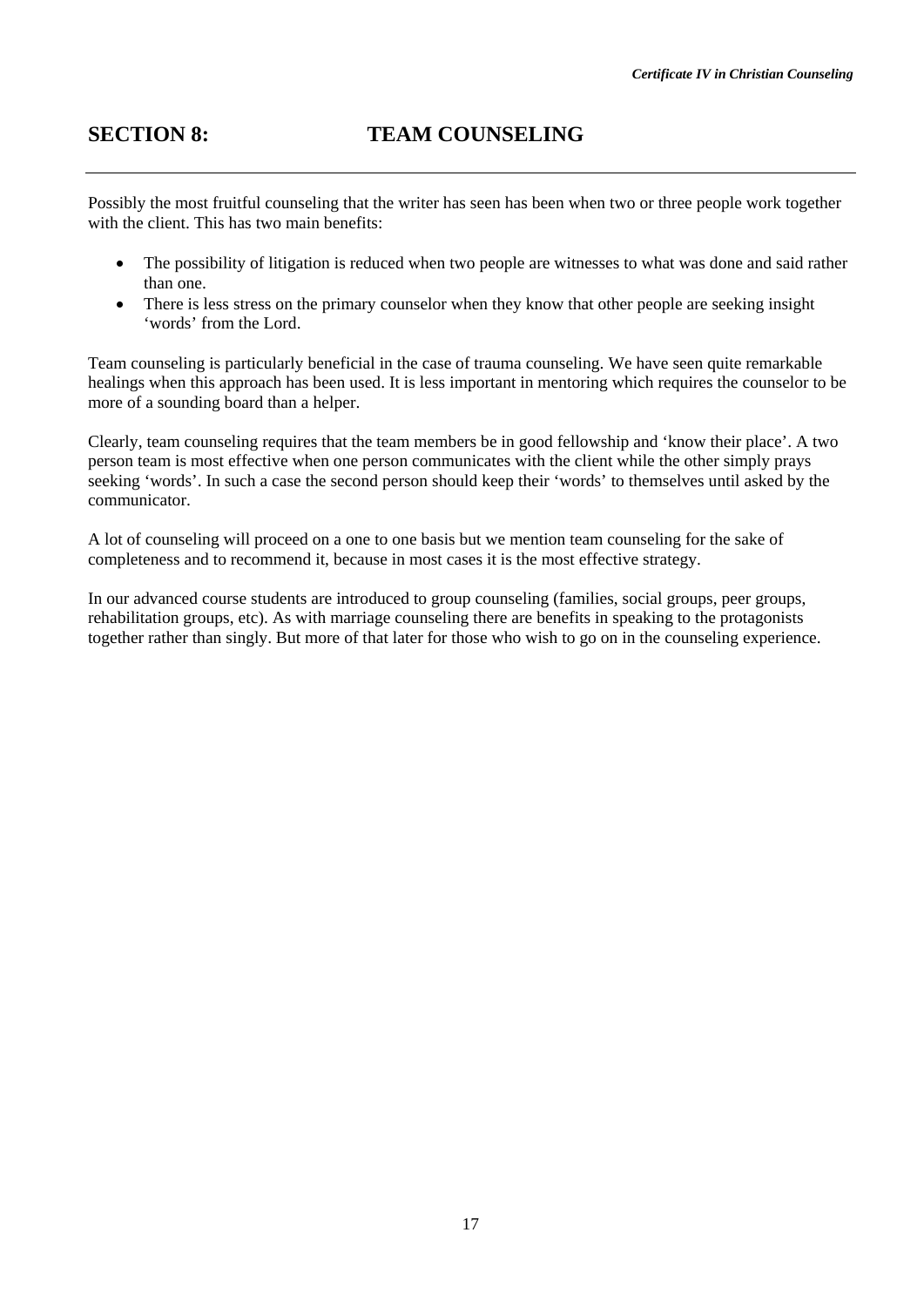## SECTION 8: TEAM COUNSELING

Possibly the most fruitful counseling that the writer has seen has been when two or three people work together with the client. This has two main benefits:

- The possibility of litigation is reduced when two people are witnesses to what was done and said rather than one.
- There is less stress on the primary counselor when they know that other people are seeking insight 'words' from the Lord.

Team counseling is particularly beneficial in the case of trauma counseling. We have seen quite remarkable healings when this approach has been used. It is less important in mentoring which requires the counselor to be more of a sounding board than a helper.

Clearly, team counseling requires that the team members be in good fellowship and 'know their place'. A two person team is most effective when one person communicates with the client while the other simply prays seeking 'words'. In such a case the second person should keep their 'words' to themselves until asked by the communicator.

A lot of counseling will proceed on a one to one basis but we mention team counseling for the sake of completeness and to recommend it, because in most cases it is the most effective strategy.

In our advanced course students are introduced to group counseling (families, social groups, peer groups, rehabilitation groups, etc). As with marriage counseling there are benefits in speaking to the protagonists together rather than singly. But more of that later for those who wish to go on in the counseling experience.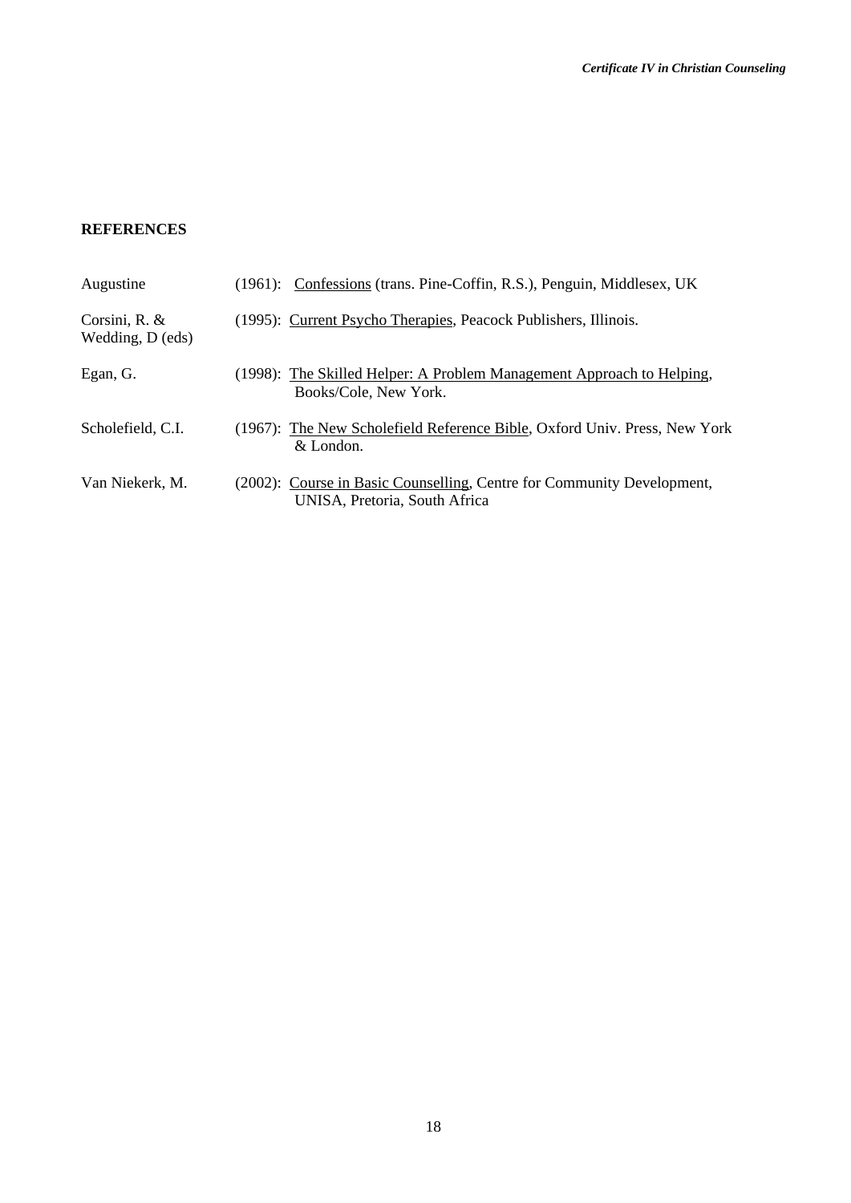**REFERENCES**

| | |
|---|---|
| Augustine | (1961): Confessions (trans. Pine-Coffin, R.S.), Penguin, Middlesex, UK |
| Corsini, R. & Wedding, D (eds) | (1995): Current Psycho Therapies, Peacock Publishers, Illinois. |
| Egan, G. | (1998): The Skilled Helper: A Problem Management Approach to Helping, Books/Cole, New York. |
| Scholefield, C.I. | (1967): The New Scholefield Reference Bible, Oxford Univ. Press, New York & London. |
| Van Niekerk, M. | (2002): Course in Basic Counselling, Centre for Community Development, UNISA, Pretoria, South Africa |